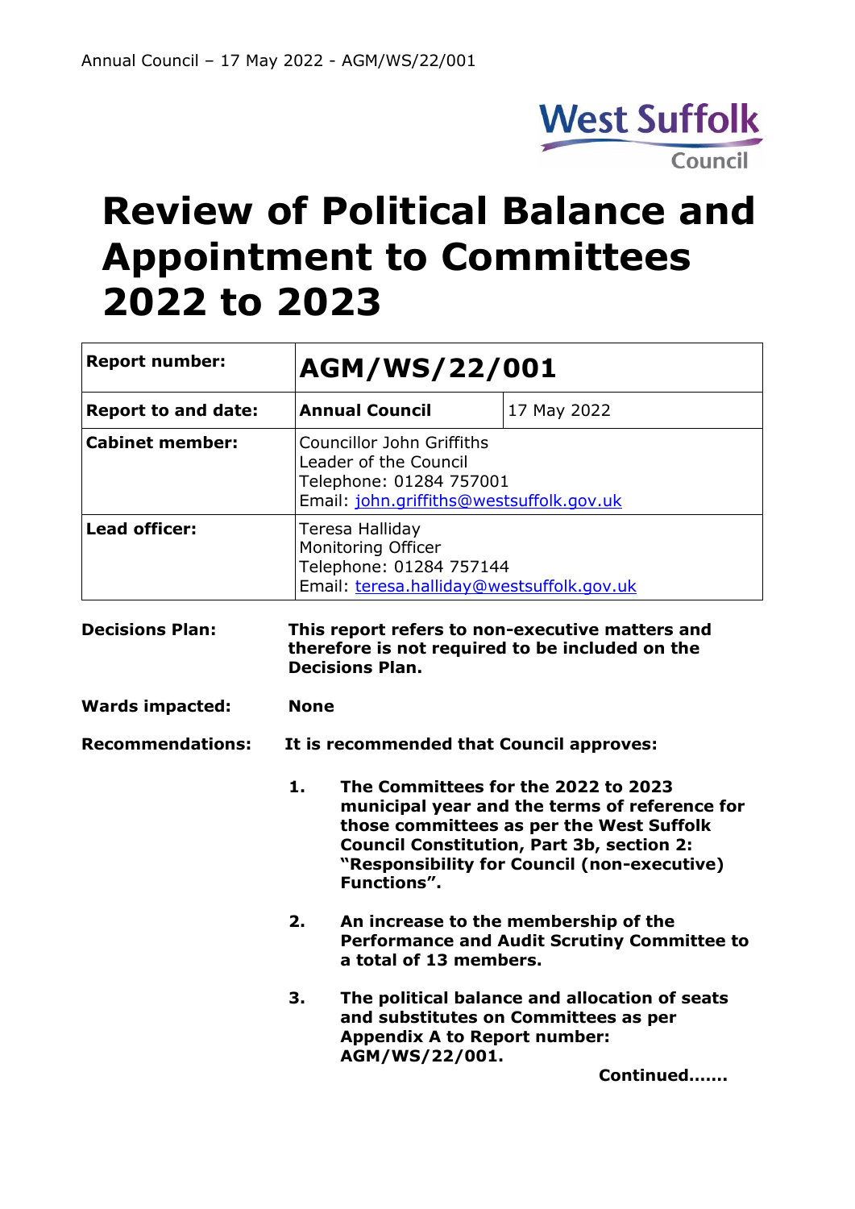West Suffolk Council

# Review of Political Balance and Appointment to Committees 2022 to 2023

| Report number: | AGM/WS/22/001 | |
|---|---|---|
| **Report to and date:** | **Annual Council** | 17 May 2022 |
| **Cabinet member:** | Councillor John Griffiths<br>Leader of the Council<br>Telephone: 01284 757001<br>Email: john.griffiths@westsuffolk.gov.uk | |
| **Lead officer:** | Teresa Halliday<br>Monitoring Officer<br>Telephone: 01284 757144<br>Email: teresa.halliday@westsuffolk.gov.uk | |

**Decisions Plan:** **This report refers to non-executive matters and therefore is not required to be included on the Decisions Plan.**

**Wards impacted:** **None**

**Recommendations:** **It is recommended that Council approves:**

1. **The Committees for the 2022 to 2023 municipal year and the terms of reference for those committees as per the West Suffolk Council Constitution, Part 3b, section 2: "Responsibility for Council (non-executive) Functions".**

2. **An increase to the membership of the Performance and Audit Scrutiny Committee to a total of 13 members.**

3. **The political balance and allocation of seats and substitutes on Committees as per Appendix A to Report number: AGM/WS/22/001.**

**Continued…….**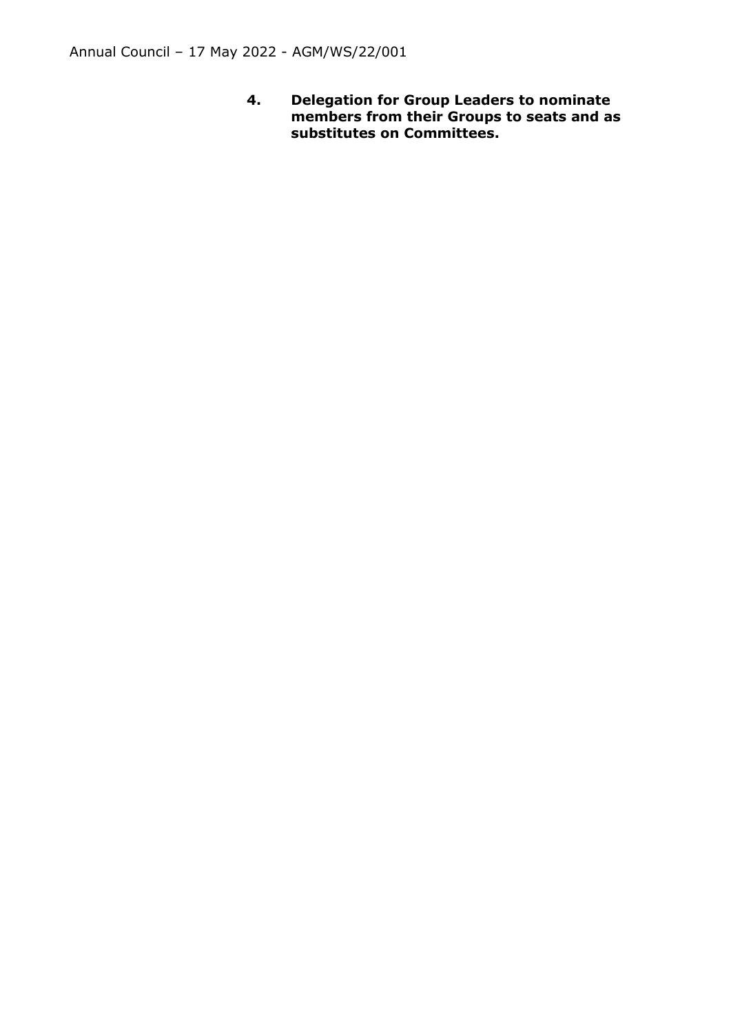Annual Council – 17 May 2022 - AGM/WS/22/001

**4. Delegation for Group Leaders to nominate members from their Groups to seats and as substitutes on Committees.**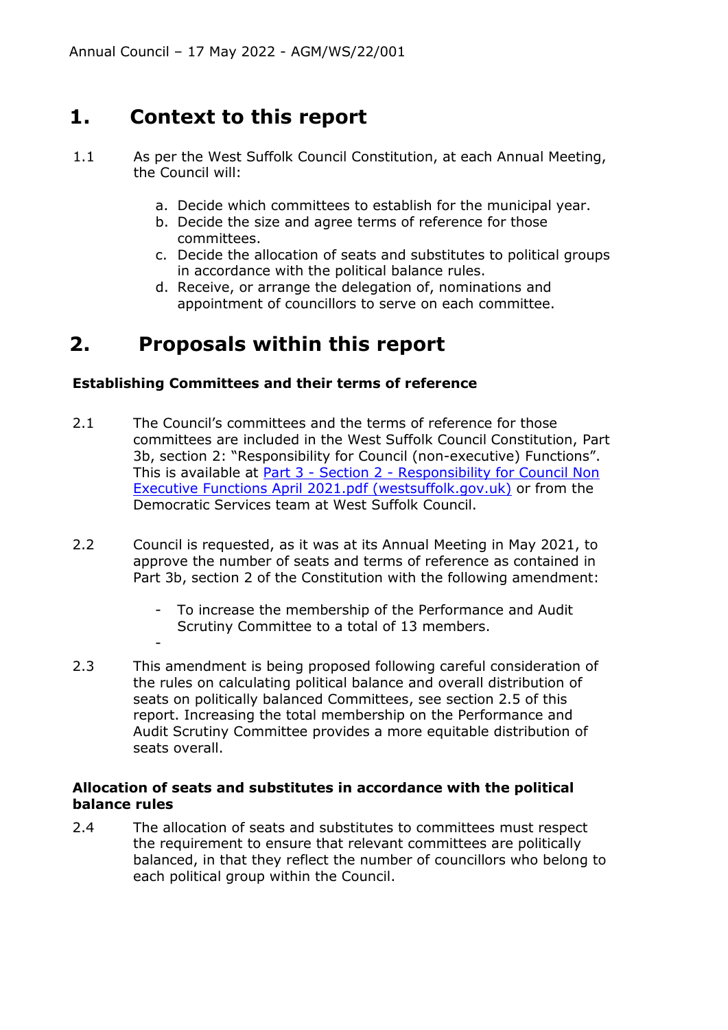# 1. Context to this report

1.1 As per the West Suffolk Council Constitution, at each Annual Meeting, the Council will:

a. Decide which committees to establish for the municipal year.
b. Decide the size and agree terms of reference for those committees.
c. Decide the allocation of seats and substitutes to political groups in accordance with the political balance rules.
d. Receive, or arrange the delegation of, nominations and appointment of councillors to serve on each committee.

# 2. Proposals within this report

**Establishing Committees and their terms of reference**

2.1 The Council's committees and the terms of reference for those committees are included in the West Suffolk Council Constitution, Part 3b, section 2: "Responsibility for Council (non-executive) Functions". This is available at [Part 3 - Section 2 - Responsibility for Council Non Executive Functions April 2021.pdf (westsuffolk.gov.uk)]() or from the Democratic Services team at West Suffolk Council.

2.2 Council is requested, as it was at its Annual Meeting in May 2021, to approve the number of seats and terms of reference as contained in Part 3b, section 2 of the Constitution with the following amendment:

- To increase the membership of the Performance and Audit Scrutiny Committee to a total of 13 members.

2.3 This amendment is being proposed following careful consideration of the rules on calculating political balance and overall distribution of seats on politically balanced Committees, see section 2.5 of this report. Increasing the total membership on the Performance and Audit Scrutiny Committee provides a more equitable distribution of seats overall.

**Allocation of seats and substitutes in accordance with the political balance rules**

2.4 The allocation of seats and substitutes to committees must respect the requirement to ensure that relevant committees are politically balanced, in that they reflect the number of councillors who belong to each political group within the Council.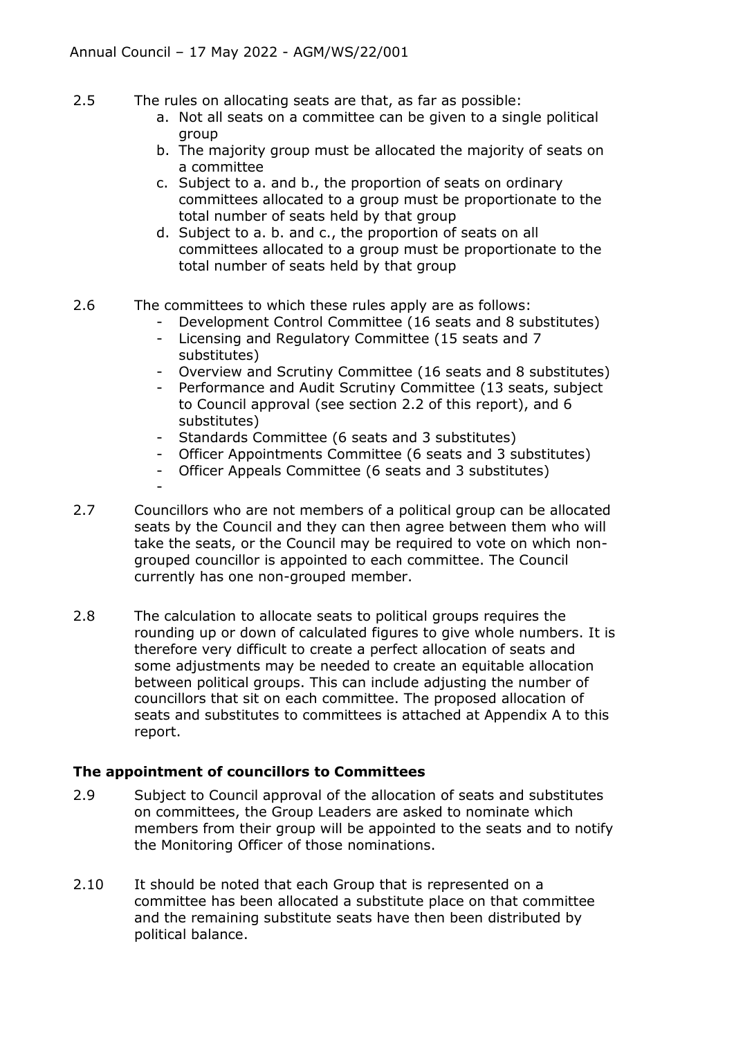2.5 The rules on allocating seats are that, as far as possible:

a. Not all seats on a committee can be given to a single political group
b. The majority group must be allocated the majority of seats on a committee
c. Subject to a. and b., the proportion of seats on ordinary committees allocated to a group must be proportionate to the total number of seats held by that group
d. Subject to a. b. and c., the proportion of seats on all committees allocated to a group must be proportionate to the total number of seats held by that group

2.6 The committees to which these rules apply are as follows:

- Development Control Committee (16 seats and 8 substitutes)
- Licensing and Regulatory Committee (15 seats and 7 substitutes)
- Overview and Scrutiny Committee (16 seats and 8 substitutes)
- Performance and Audit Scrutiny Committee (13 seats, subject to Council approval (see section 2.2 of this report), and 6 substitutes)
- Standards Committee (6 seats and 3 substitutes)
- Officer Appointments Committee (6 seats and 3 substitutes)
- Officer Appeals Committee (6 seats and 3 substitutes)
-

2.7 Councillors who are not members of a political group can be allocated seats by the Council and they can then agree between them who will take the seats, or the Council may be required to vote on which non-grouped councillor is appointed to each committee. The Council currently has one non-grouped member.

2.8 The calculation to allocate seats to political groups requires the rounding up or down of calculated figures to give whole numbers. It is therefore very difficult to create a perfect allocation of seats and some adjustments may be needed to create an equitable allocation between political groups. This can include adjusting the number of councillors that sit on each committee. The proposed allocation of seats and substitutes to committees is attached at Appendix A to this report.

**The appointment of councillors to Committees**

2.9 Subject to Council approval of the allocation of seats and substitutes on committees, the Group Leaders are asked to nominate which members from their group will be appointed to the seats and to notify the Monitoring Officer of those nominations.

2.10 It should be noted that each Group that is represented on a committee has been allocated a substitute place on that committee and the remaining substitute seats have then been distributed by political balance.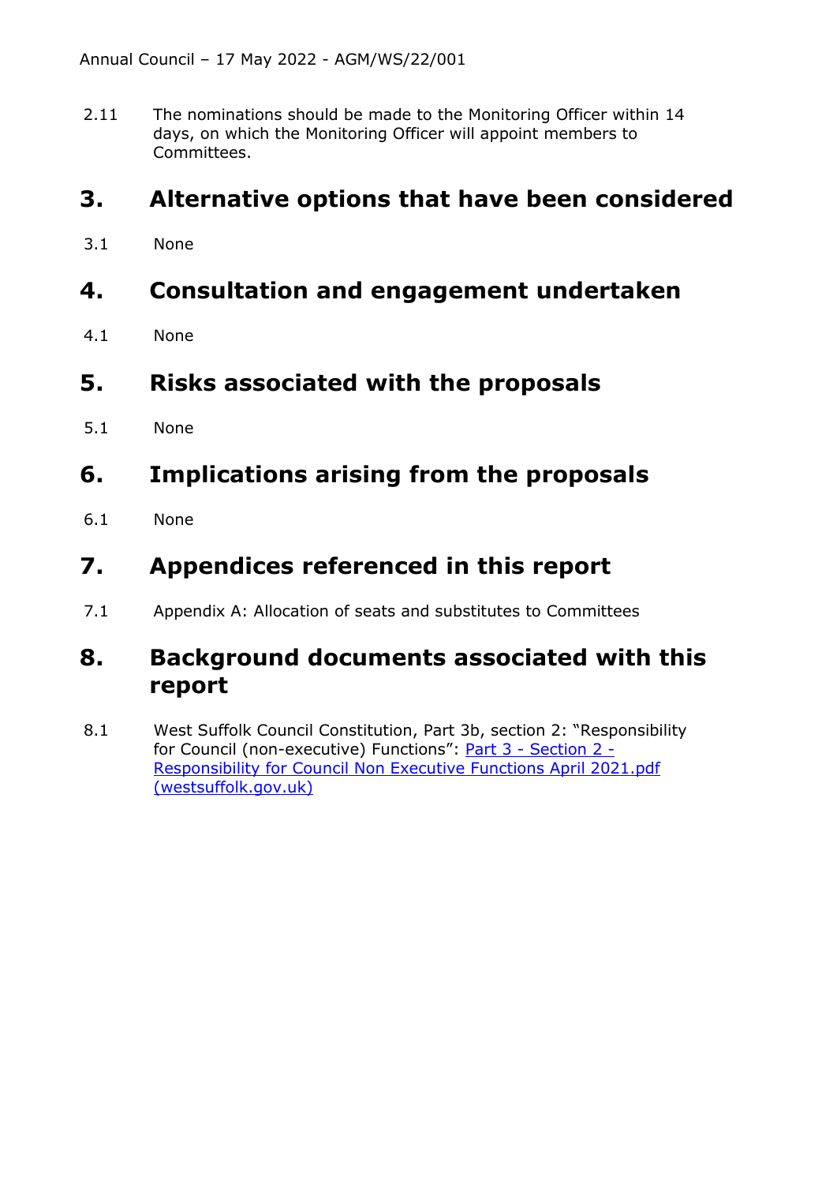2.11 The nominations should be made to the Monitoring Officer within 14 days, on which the Monitoring Officer will appoint members to Committees.

## 3. Alternative options that have been considered

3.1 None

## 4. Consultation and engagement undertaken

4.1 None

## 5. Risks associated with the proposals

5.1 None

## 6. Implications arising from the proposals

6.1 None

## 7. Appendices referenced in this report

7.1 Appendix A: Allocation of seats and substitutes to Committees

## 8. Background documents associated with this report

8.1 West Suffolk Council Constitution, Part 3b, section 2: "Responsibility for Council (non-executive) Functions": [Part 3 - Section 2 - Responsibility for Council Non Executive Functions April 2021.pdf (westsuffolk.gov.uk)]